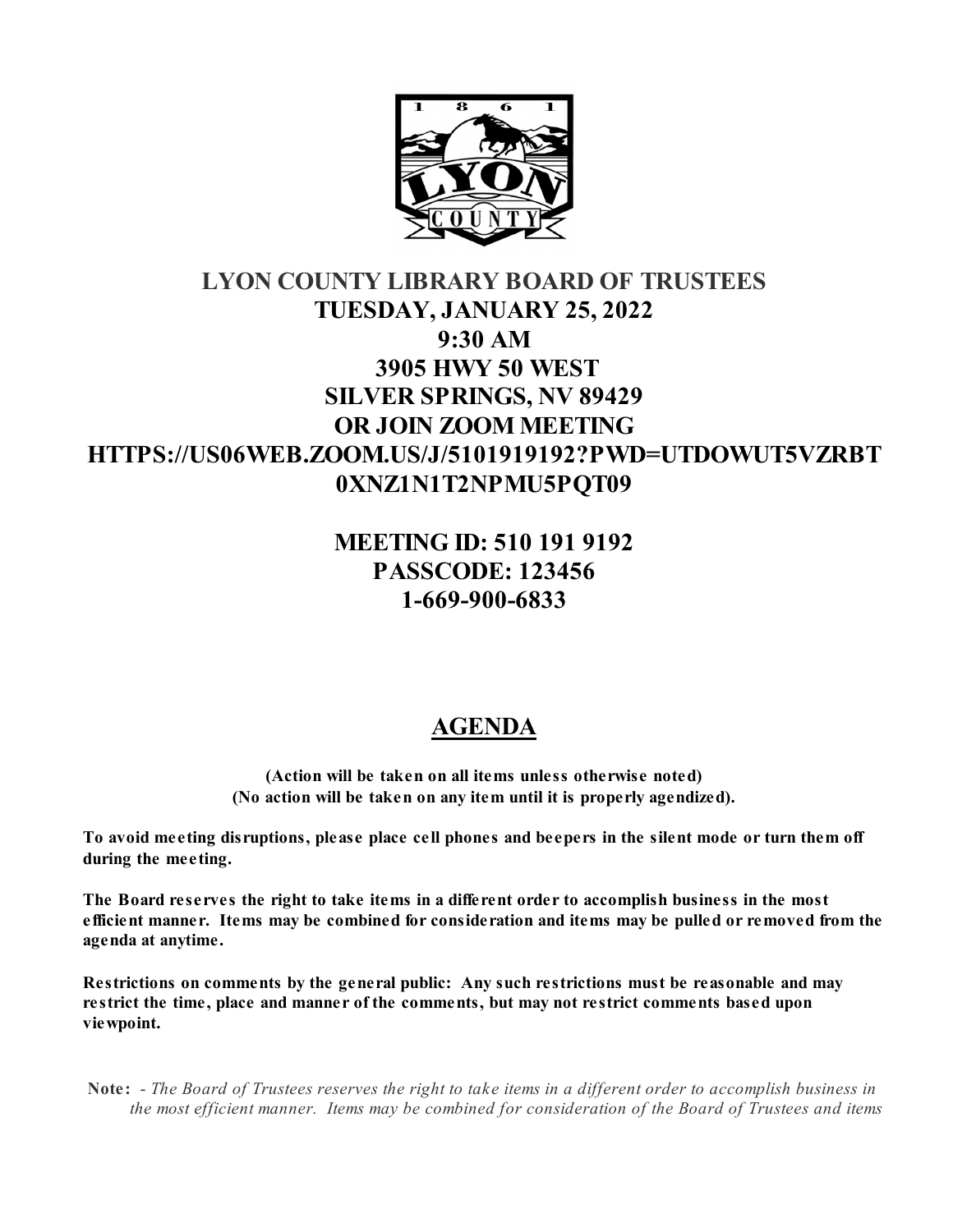# LYON COUNTY LIBRARY BOARD OF TRUSTEES

## TUESDAY, JANUARY 25, 2022
## 9:30 AM
## 3905 HWY 50 WEST
## SILVER SPRINGS, NV 89429
## OR JOIN ZOOM MEETING
## HTTPS://US06WEB.ZOOM.US/J/5101919192?PWD=UTDOWUT5VZRBT0XNZ1N1T2NPMU5PQT09

## MEETING ID: 510 191 9192
## PASSCODE: 123456
## 1-669-900-6833

# AGENDA

**(Action will be taken on all items unless otherwise noted)**
**(No action will be taken on any item until it is properly agendized).**

**To avoid meeting disruptions, please place cell phones and beepers in the silent mode or turn them off during the meeting.**

**The Board reserves the right to take items in a different order to accomplish business in the most efficient manner. Items may be combined for consideration and items may be pulled or removed from the agenda at anytime.**

**Restrictions on comments by the general public: Any such restrictions must be reasonable and may restrict the time, place and manner of the comments, but may not restrict comments based upon viewpoint.**

**Note:** - *The Board of Trustees reserves the right to take items in a different order to accomplish business in the most efficient manner. Items may be combined for consideration of the Board of Trustees and items*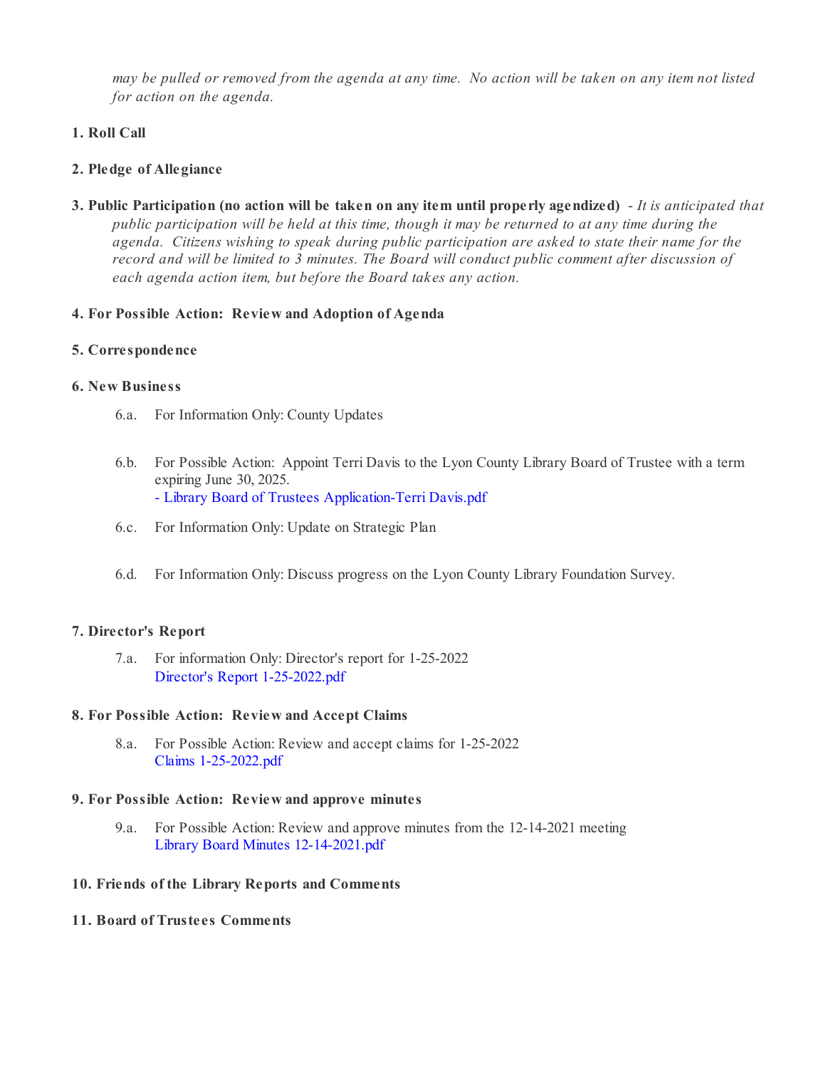*may be pulled or removed from the agenda at any time. No action will be taken on any item not listed for action on the agenda.*

**1. Roll Call**

**2. Pledge of Allegiance**

**3. Public Participation (no action will be taken on any item until properly agendized)** - *It is anticipated that public participation will be held at this time, though it may be returned to at any time during the agenda. Citizens wishing to speak during public participation are asked to state their name for the record and will be limited to 3 minutes. The Board will conduct public comment after discussion of each agenda action item, but before the Board takes any action.*

**4. For Possible Action: Review and Adoption of Agenda**

**5. Correspondence**

**6. New Business**

6.a. For Information Only: County Updates

6.b. For Possible Action: Appoint Terri Davis to the Lyon County Library Board of Trustee with a term expiring June 30, 2025.
- Library Board of Trustees Application-Terri Davis.pdf

6.c. For Information Only: Update on Strategic Plan

6.d. For Information Only: Discuss progress on the Lyon County Library Foundation Survey.

**7. Director's Report**

7.a. For information Only: Director's report for 1-25-2022
Director's Report 1-25-2022.pdf

**8. For Possible Action: Review and Accept Claims**

8.a. For Possible Action: Review and accept claims for 1-25-2022
Claims 1-25-2022.pdf

**9. For Possible Action: Review and approve minutes**

9.a. For Possible Action: Review and approve minutes from the 12-14-2021 meeting
Library Board Minutes 12-14-2021.pdf

**10. Friends of the Library Reports and Comments**

**11. Board of Trustees Comments**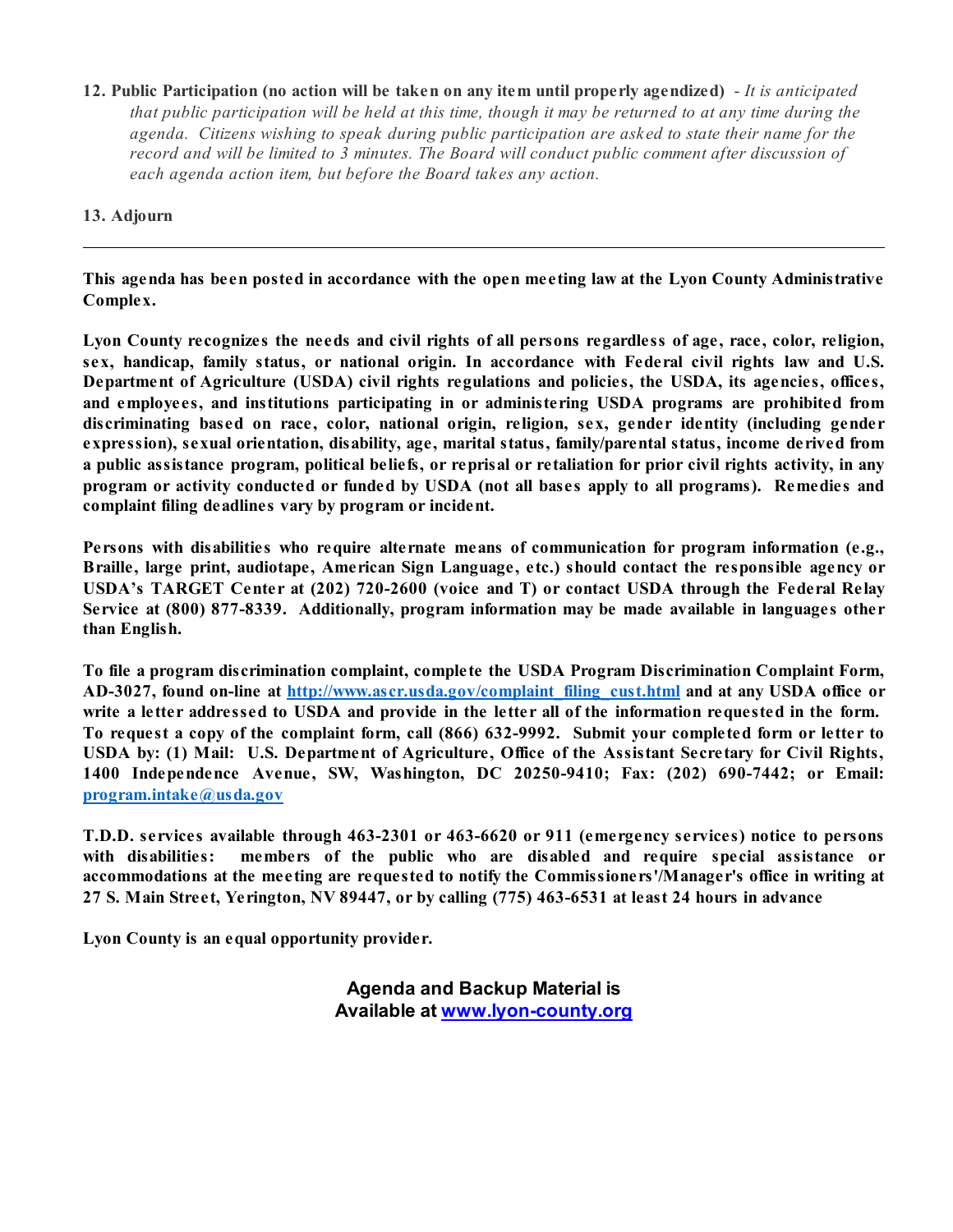**12. Public Participation (no action will be taken on any item until properly agendized)** - *It is anticipated that public participation will be held at this time, though it may be returned to at any time during the agenda. Citizens wishing to speak during public participation are asked to state their name for the record and will be limited to 3 minutes. The Board will conduct public comment after discussion of each agenda action item, but before the Board takes any action.*

**13. Adjourn**

---

**This agenda has been posted in accordance with the open meeting law at the Lyon County Administrative Complex.**

**Lyon County recognizes the needs and civil rights of all persons regardless of age, race, color, religion, sex, handicap, family status, or national origin. In accordance with Federal civil rights law and U.S. Department of Agriculture (USDA) civil rights regulations and policies, the USDA, its agencies, offices, and employees, and institutions participating in or administering USDA programs are prohibited from discriminating based on race, color, national origin, religion, sex, gender identity (including gender expression), sexual orientation, disability, age, marital status, family/parental status, income derived from a public assistance program, political beliefs, or reprisal or retaliation for prior civil rights activity, in any program or activity conducted or funded by USDA (not all bases apply to all programs). Remedies and complaint filing deadlines vary by program or incident.**

**Persons with disabilities who require alternate means of communication for program information (e.g., Braille, large print, audiotape, American Sign Language, etc.) should contact the responsible agency or USDA's TARGET Center at (202) 720-2600 (voice and T) or contact USDA through the Federal Relay Service at (800) 877-8339. Additionally, program information may be made available in languages other than English.**

**To file a program discrimination complaint, complete the USDA Program Discrimination Complaint Form, AD-3027, found on-line at [http://www.ascr.usda.gov/complaint_filing_cust.html](http://www.ascr.usda.gov/complaint_filing_cust.html) and at any USDA office or write a letter addressed to USDA and provide in the letter all of the information requested in the form. To request a copy of the complaint form, call (866) 632-9992. Submit your completed form or letter to USDA by: (1) Mail: U.S. Department of Agriculture, Office of the Assistant Secretary for Civil Rights, 1400 Independence Avenue, SW, Washington, DC 20250-9410; Fax: (202) 690-7442; or Email: [program.intake@usda.gov](mailto:program.intake@usda.gov)**

**T.D.D. services available through 463-2301 or 463-6620 or 911 (emergency services) notice to persons with disabilities: members of the public who are disabled and require special assistance or accommodations at the meeting are requested to notify the Commissioners'/Manager's office in writing at 27 S. Main Street, Yerington, NV 89447, or by calling (775) 463-6531 at least 24 hours in advance**

**Lyon County is an equal opportunity provider.**

**Agenda and Backup Material is Available at [www.lyon-county.org](http://www.lyon-county.org)**